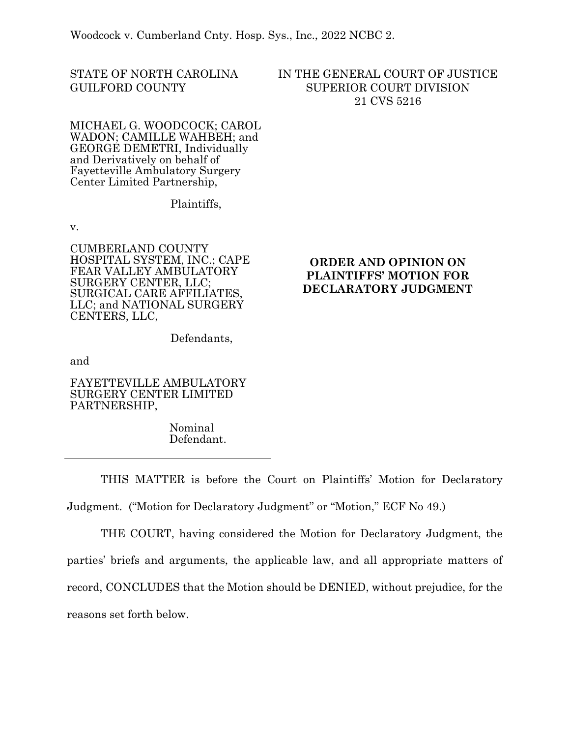Woodcock v. Cumberland Cnty. Hosp. Sys., Inc., 2022 NCBC 2.

STATE OF NORTH CAROLINA
GUILFORD COUNTY

IN THE GENERAL COURT OF JUSTICE
SUPERIOR COURT DIVISION
21 CVS 5216

MICHAEL G. WOODCOCK; CAROL WADON; CAMILLE WAHBEH; and GEORGE DEMETRI, Individually and Derivatively on behalf of Fayetteville Ambulatory Surgery Center Limited Partnership,

Plaintiffs,

v.

CUMBERLAND COUNTY HOSPITAL SYSTEM, INC.; CAPE FEAR VALLEY AMBULATORY SURGERY CENTER, LLC; SURGICAL CARE AFFILIATES, LLC; and NATIONAL SURGERY CENTERS, LLC,

Defendants,

and

FAYETTEVILLE AMBULATORY SURGERY CENTER LIMITED PARTNERSHIP,

Nominal Defendant.

**ORDER AND OPINION ON PLAINTIFFS' MOTION FOR DECLARATORY JUDGMENT**

THIS MATTER is before the Court on Plaintiffs' Motion for Declaratory Judgment. ("Motion for Declaratory Judgment" or "Motion," ECF No 49.)

THE COURT, having considered the Motion for Declaratory Judgment, the parties' briefs and arguments, the applicable law, and all appropriate matters of record, CONCLUDES that the Motion should be DENIED, without prejudice, for the reasons set forth below.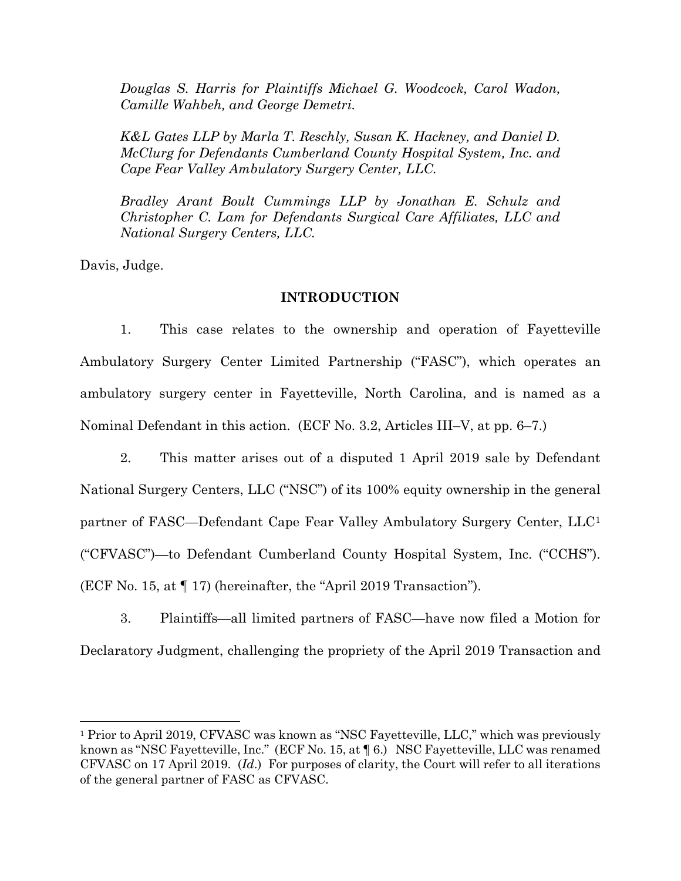*Douglas S. Harris for Plaintiffs Michael G. Woodcock, Carol Wadon, Camille Wahbeh, and George Demetri.*

*K&L Gates LLP by Marla T. Reschly, Susan K. Hackney, and Daniel D. McClurg for Defendants Cumberland County Hospital System, Inc. and Cape Fear Valley Ambulatory Surgery Center, LLC.*

*Bradley Arant Boult Cummings LLP by Jonathan E. Schulz and Christopher C. Lam for Defendants Surgical Care Affiliates, LLC and National Surgery Centers, LLC.*

Davis, Judge.

## INTRODUCTION

1. This case relates to the ownership and operation of Fayetteville Ambulatory Surgery Center Limited Partnership ("FASC"), which operates an ambulatory surgery center in Fayetteville, North Carolina, and is named as a Nominal Defendant in this action. (ECF No. 3.2, Articles III–V, at pp. 6–7.)

2. This matter arises out of a disputed 1 April 2019 sale by Defendant National Surgery Centers, LLC ("NSC") of its 100% equity ownership in the general partner of FASC—Defendant Cape Fear Valley Ambulatory Surgery Center, LLC[1] ("CFVASC")—to Defendant Cumberland County Hospital System, Inc. ("CCHS"). (ECF No. 15, at ¶ 17) (hereinafter, the "April 2019 Transaction").

3. Plaintiffs—all limited partners of FASC—have now filed a Motion for Declaratory Judgment, challenging the propriety of the April 2019 Transaction and

---

[1] Prior to April 2019, CFVASC was known as "NSC Fayetteville, LLC," which was previously known as "NSC Fayetteville, Inc." (ECF No. 15, at ¶ 6.) NSC Fayetteville, LLC was renamed CFVASC on 17 April 2019. (*Id.*) For purposes of clarity, the Court will refer to all iterations of the general partner of FASC as CFVASC.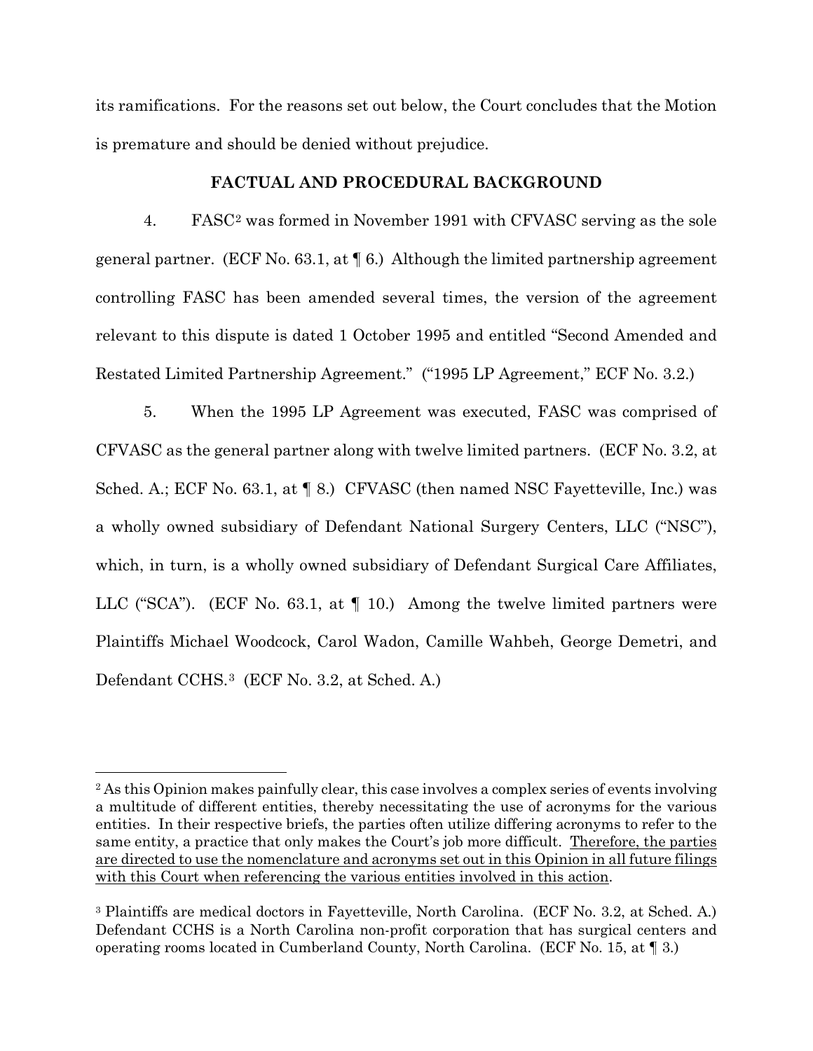its ramifications. For the reasons set out below, the Court concludes that the Motion is premature and should be denied without prejudice.

## FACTUAL AND PROCEDURAL BACKGROUND

4. FASC[2] was formed in November 1991 with CFVASC serving as the sole general partner. (ECF No. 63.1, at ¶ 6.) Although the limited partnership agreement controlling FASC has been amended several times, the version of the agreement relevant to this dispute is dated 1 October 1995 and entitled "Second Amended and Restated Limited Partnership Agreement." ("1995 LP Agreement," ECF No. 3.2.)

5. When the 1995 LP Agreement was executed, FASC was comprised of CFVASC as the general partner along with twelve limited partners. (ECF No. 3.2, at Sched. A.; ECF No. 63.1, at ¶ 8.) CFVASC (then named NSC Fayetteville, Inc.) was a wholly owned subsidiary of Defendant National Surgery Centers, LLC ("NSC"), which, in turn, is a wholly owned subsidiary of Defendant Surgical Care Affiliates, LLC ("SCA"). (ECF No. 63.1, at ¶ 10.) Among the twelve limited partners were Plaintiffs Michael Woodcock, Carol Wadon, Camille Wahbeh, George Demetri, and Defendant CCHS.[3] (ECF No. 3.2, at Sched. A.)

---

[2] As this Opinion makes painfully clear, this case involves a complex series of events involving a multitude of different entities, thereby necessitating the use of acronyms for the various entities. In their respective briefs, the parties often utilize differing acronyms to refer to the same entity, a practice that only makes the Court's job more difficult. <u>Therefore, the parties are directed to use the nomenclature and acronyms set out in this Opinion in all future filings with this Court when referencing the various entities involved in this action</u>.

[3] Plaintiffs are medical doctors in Fayetteville, North Carolina. (ECF No. 3.2, at Sched. A.) Defendant CCHS is a North Carolina non-profit corporation that has surgical centers and operating rooms located in Cumberland County, North Carolina. (ECF No. 15, at ¶ 3.)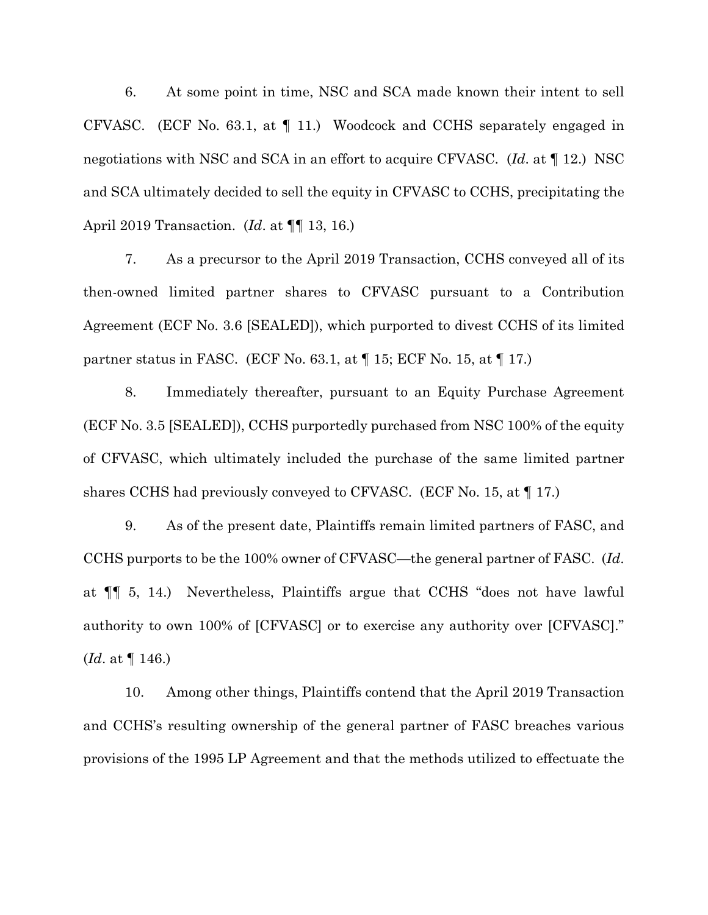6. At some point in time, NSC and SCA made known their intent to sell CFVASC. (ECF No. 63.1, at ¶ 11.) Woodcock and CCHS separately engaged in negotiations with NSC and SCA in an effort to acquire CFVASC. (*Id*. at ¶ 12.) NSC and SCA ultimately decided to sell the equity in CFVASC to CCHS, precipitating the April 2019 Transaction. (*Id*. at ¶¶ 13, 16.)

7. As a precursor to the April 2019 Transaction, CCHS conveyed all of its then-owned limited partner shares to CFVASC pursuant to a Contribution Agreement (ECF No. 3.6 [SEALED]), which purported to divest CCHS of its limited partner status in FASC. (ECF No. 63.1, at ¶ 15; ECF No. 15, at ¶ 17.)

8. Immediately thereafter, pursuant to an Equity Purchase Agreement (ECF No. 3.5 [SEALED]), CCHS purportedly purchased from NSC 100% of the equity of CFVASC, which ultimately included the purchase of the same limited partner shares CCHS had previously conveyed to CFVASC. (ECF No. 15, at ¶ 17.)

9. As of the present date, Plaintiffs remain limited partners of FASC, and CCHS purports to be the 100% owner of CFVASC—the general partner of FASC. (*Id*. at ¶¶ 5, 14.) Nevertheless, Plaintiffs argue that CCHS "does not have lawful authority to own 100% of [CFVASC] or to exercise any authority over [CFVASC]." (*Id*. at ¶ 146.)

10. Among other things, Plaintiffs contend that the April 2019 Transaction and CCHS's resulting ownership of the general partner of FASC breaches various provisions of the 1995 LP Agreement and that the methods utilized to effectuate the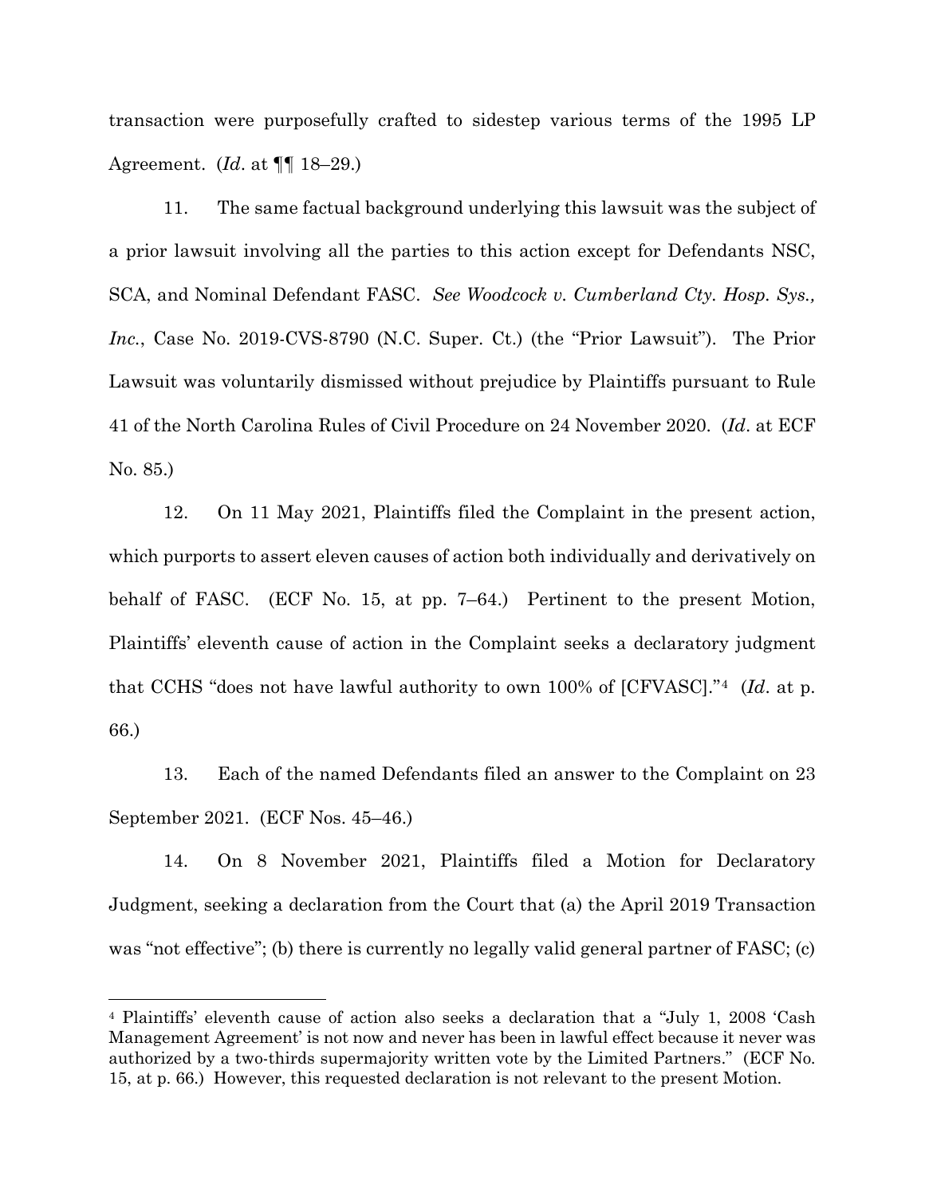transaction were purposefully crafted to sidestep various terms of the 1995 LP Agreement. (*Id*. at ¶¶ 18–29.)

11. The same factual background underlying this lawsuit was the subject of a prior lawsuit involving all the parties to this action except for Defendants NSC, SCA, and Nominal Defendant FASC. *See Woodcock v. Cumberland Cty. Hosp. Sys., Inc.*, Case No. 2019-CVS-8790 (N.C. Super. Ct.) (the "Prior Lawsuit"). The Prior Lawsuit was voluntarily dismissed without prejudice by Plaintiffs pursuant to Rule 41 of the North Carolina Rules of Civil Procedure on 24 November 2020. (*Id*. at ECF No. 85.)

12. On 11 May 2021, Plaintiffs filed the Complaint in the present action, which purports to assert eleven causes of action both individually and derivatively on behalf of FASC. (ECF No. 15, at pp. 7–64.) Pertinent to the present Motion, Plaintiffs' eleventh cause of action in the Complaint seeks a declaratory judgment that CCHS "does not have lawful authority to own 100% of [CFVASC]."[4] (*Id*. at p. 66.)

13. Each of the named Defendants filed an answer to the Complaint on 23 September 2021. (ECF Nos. 45–46.)

14. On 8 November 2021, Plaintiffs filed a Motion for Declaratory Judgment, seeking a declaration from the Court that (a) the April 2019 Transaction was "not effective"; (b) there is currently no legally valid general partner of FASC; (c)

---

[4] Plaintiffs' eleventh cause of action also seeks a declaration that a "July 1, 2008 'Cash Management Agreement' is not now and never has been in lawful effect because it never was authorized by a two-thirds supermajority written vote by the Limited Partners." (ECF No. 15, at p. 66.) However, this requested declaration is not relevant to the present Motion.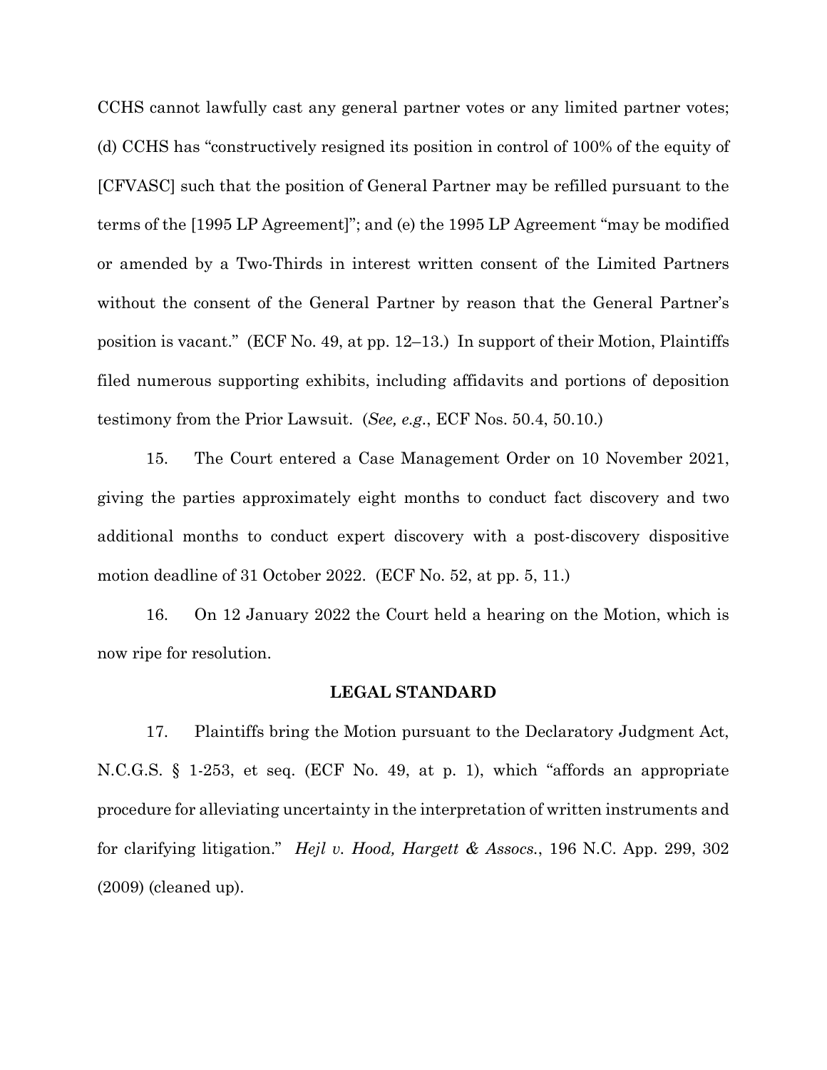CCHS cannot lawfully cast any general partner votes or any limited partner votes; (d) CCHS has "constructively resigned its position in control of 100% of the equity of [CFVASC] such that the position of General Partner may be refilled pursuant to the terms of the [1995 LP Agreement]"; and (e) the 1995 LP Agreement "may be modified or amended by a Two-Thirds in interest written consent of the Limited Partners without the consent of the General Partner by reason that the General Partner's position is vacant." (ECF No. 49, at pp. 12–13.) In support of their Motion, Plaintiffs filed numerous supporting exhibits, including affidavits and portions of deposition testimony from the Prior Lawsuit. (*See, e.g.*, ECF Nos. 50.4, 50.10.)

15. The Court entered a Case Management Order on 10 November 2021, giving the parties approximately eight months to conduct fact discovery and two additional months to conduct expert discovery with a post-discovery dispositive motion deadline of 31 October 2022. (ECF No. 52, at pp. 5, 11.)

16. On 12 January 2022 the Court held a hearing on the Motion, which is now ripe for resolution.

## LEGAL STANDARD

17. Plaintiffs bring the Motion pursuant to the Declaratory Judgment Act, N.C.G.S. § 1-253, et seq. (ECF No. 49, at p. 1), which "affords an appropriate procedure for alleviating uncertainty in the interpretation of written instruments and for clarifying litigation." *Hejl v. Hood, Hargett & Assocs.*, 196 N.C. App. 299, 302 (2009) (cleaned up).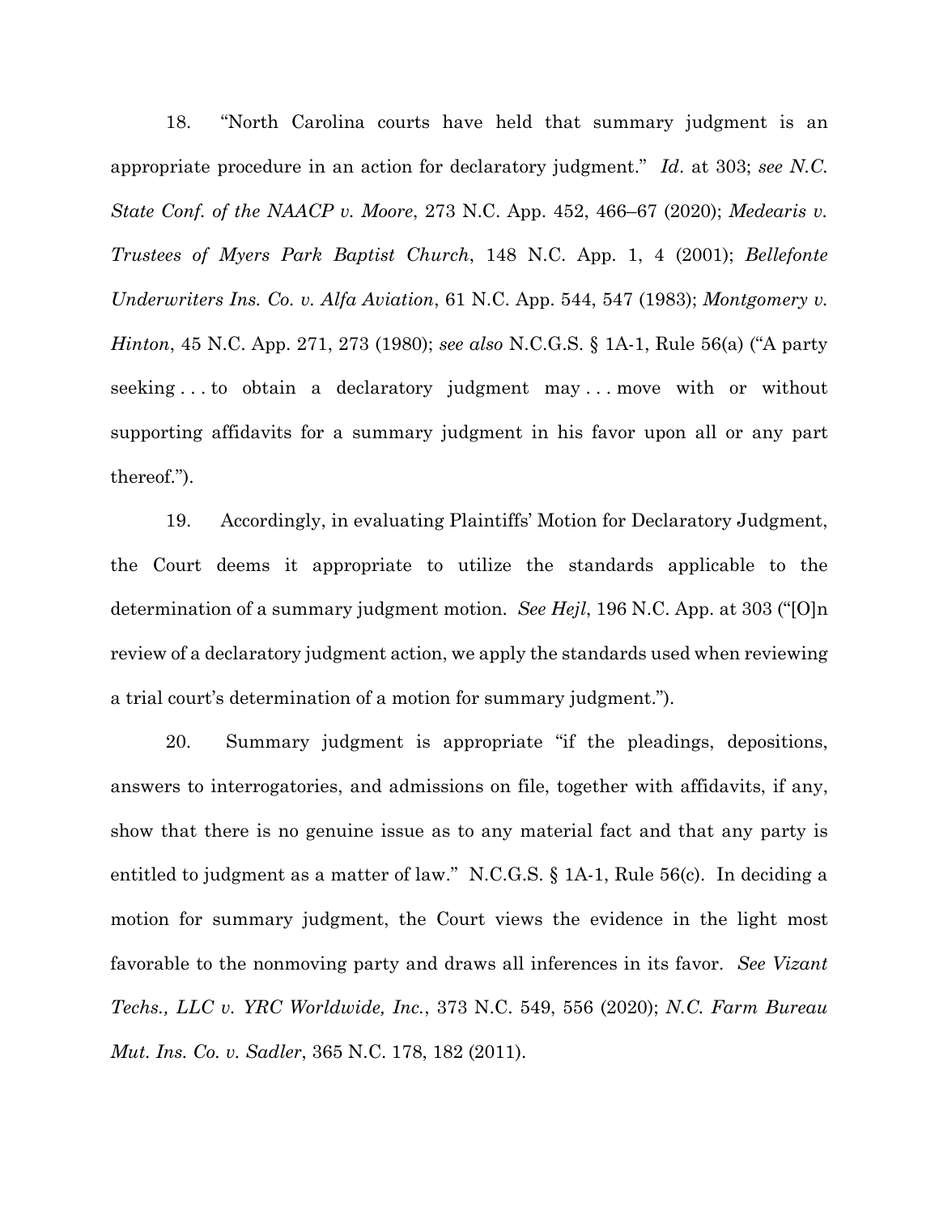18. "North Carolina courts have held that summary judgment is an appropriate procedure in an action for declaratory judgment." *Id*. at 303; *see N.C. State Conf. of the NAACP v. Moore*, 273 N.C. App. 452, 466–67 (2020); *Medearis v. Trustees of Myers Park Baptist Church*, 148 N.C. App. 1, 4 (2001); *Bellefonte Underwriters Ins. Co. v. Alfa Aviation*, 61 N.C. App. 544, 547 (1983); *Montgomery v. Hinton*, 45 N.C. App. 271, 273 (1980); *see also* N.C.G.S. § 1A-1, Rule 56(a) ("A party seeking . . . to obtain a declaratory judgment may . . . move with or without supporting affidavits for a summary judgment in his favor upon all or any part thereof.").

19. Accordingly, in evaluating Plaintiffs' Motion for Declaratory Judgment, the Court deems it appropriate to utilize the standards applicable to the determination of a summary judgment motion. *See Hejl*, 196 N.C. App. at 303 ("[O]n review of a declaratory judgment action, we apply the standards used when reviewing a trial court's determination of a motion for summary judgment.").

20. Summary judgment is appropriate "if the pleadings, depositions, answers to interrogatories, and admissions on file, together with affidavits, if any, show that there is no genuine issue as to any material fact and that any party is entitled to judgment as a matter of law." N.C.G.S. § 1A-1, Rule 56(c). In deciding a motion for summary judgment, the Court views the evidence in the light most favorable to the nonmoving party and draws all inferences in its favor. *See Vizant Techs., LLC v. YRC Worldwide, Inc.*, 373 N.C. 549, 556 (2020); *N.C. Farm Bureau Mut. Ins. Co. v. Sadler*, 365 N.C. 178, 182 (2011).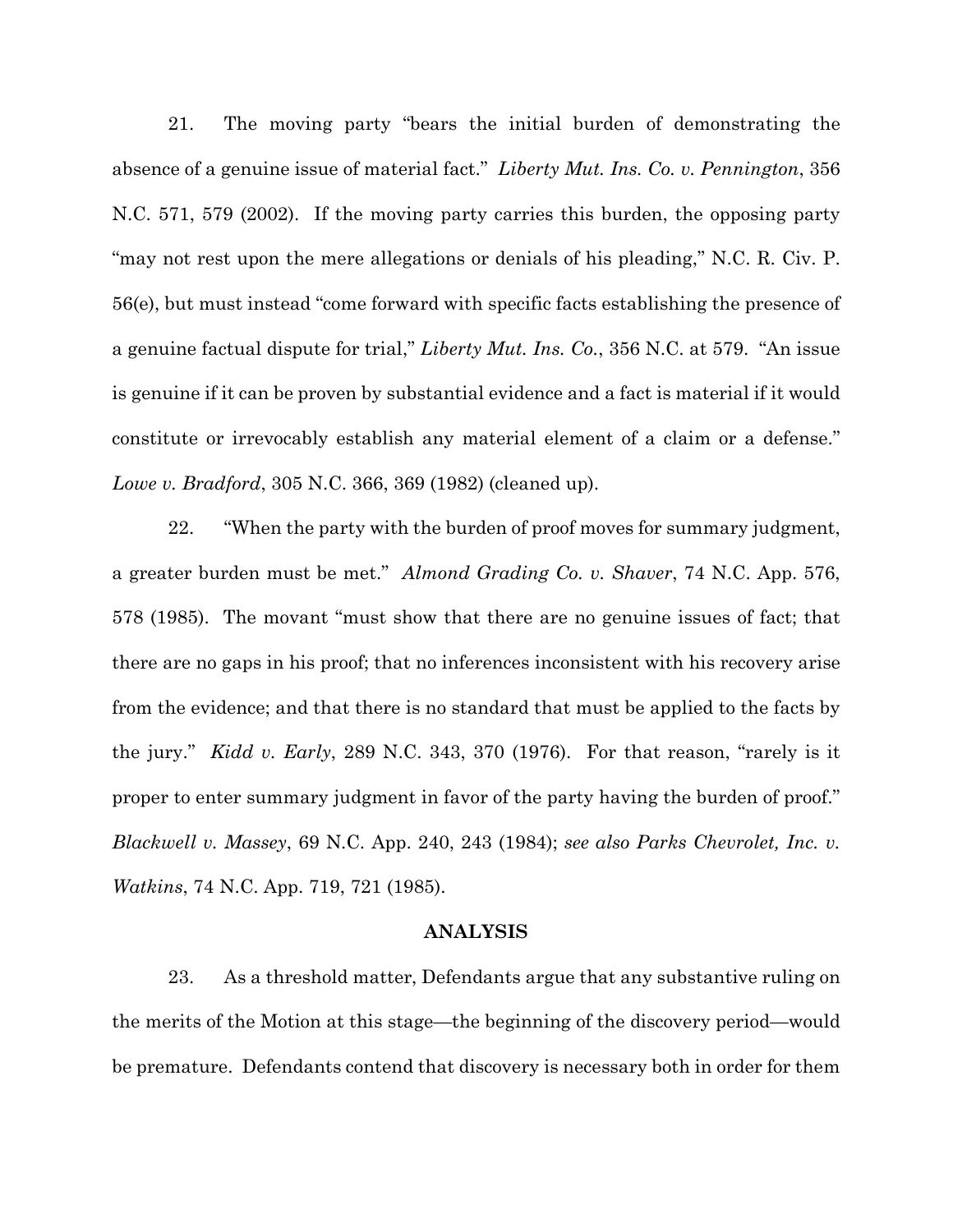21. The moving party "bears the initial burden of demonstrating the absence of a genuine issue of material fact." *Liberty Mut. Ins. Co. v. Pennington*, 356 N.C. 571, 579 (2002). If the moving party carries this burden, the opposing party "may not rest upon the mere allegations or denials of his pleading," N.C. R. Civ. P. 56(e), but must instead "come forward with specific facts establishing the presence of a genuine factual dispute for trial," *Liberty Mut. Ins. Co.*, 356 N.C. at 579. "An issue is genuine if it can be proven by substantial evidence and a fact is material if it would constitute or irrevocably establish any material element of a claim or a defense." *Lowe v. Bradford*, 305 N.C. 366, 369 (1982) (cleaned up).

22. "When the party with the burden of proof moves for summary judgment, a greater burden must be met." *Almond Grading Co. v. Shaver*, 74 N.C. App. 576, 578 (1985). The movant "must show that there are no genuine issues of fact; that there are no gaps in his proof; that no inferences inconsistent with his recovery arise from the evidence; and that there is no standard that must be applied to the facts by the jury." *Kidd v. Early*, 289 N.C. 343, 370 (1976). For that reason, "rarely is it proper to enter summary judgment in favor of the party having the burden of proof." *Blackwell v. Massey*, 69 N.C. App. 240, 243 (1984); *see also Parks Chevrolet, Inc. v. Watkins*, 74 N.C. App. 719, 721 (1985).

## ANALYSIS

23. As a threshold matter, Defendants argue that any substantive ruling on the merits of the Motion at this stage—the beginning of the discovery period—would be premature. Defendants contend that discovery is necessary both in order for them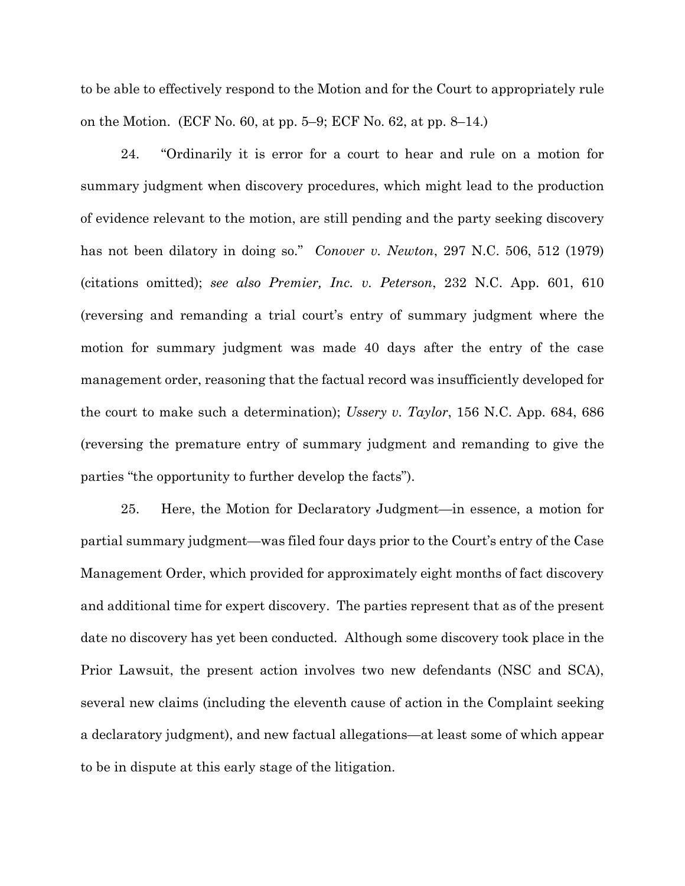to be able to effectively respond to the Motion and for the Court to appropriately rule on the Motion. (ECF No. 60, at pp. 5–9; ECF No. 62, at pp. 8–14.)

24. "Ordinarily it is error for a court to hear and rule on a motion for summary judgment when discovery procedures, which might lead to the production of evidence relevant to the motion, are still pending and the party seeking discovery has not been dilatory in doing so." *Conover v. Newton*, 297 N.C. 506, 512 (1979) (citations omitted); *see also Premier, Inc. v. Peterson*, 232 N.C. App. 601, 610 (reversing and remanding a trial court's entry of summary judgment where the motion for summary judgment was made 40 days after the entry of the case management order, reasoning that the factual record was insufficiently developed for the court to make such a determination); *Ussery v. Taylor*, 156 N.C. App. 684, 686 (reversing the premature entry of summary judgment and remanding to give the parties "the opportunity to further develop the facts").

25. Here, the Motion for Declaratory Judgment—in essence, a motion for partial summary judgment—was filed four days prior to the Court's entry of the Case Management Order, which provided for approximately eight months of fact discovery and additional time for expert discovery. The parties represent that as of the present date no discovery has yet been conducted. Although some discovery took place in the Prior Lawsuit, the present action involves two new defendants (NSC and SCA), several new claims (including the eleventh cause of action in the Complaint seeking a declaratory judgment), and new factual allegations—at least some of which appear to be in dispute at this early stage of the litigation.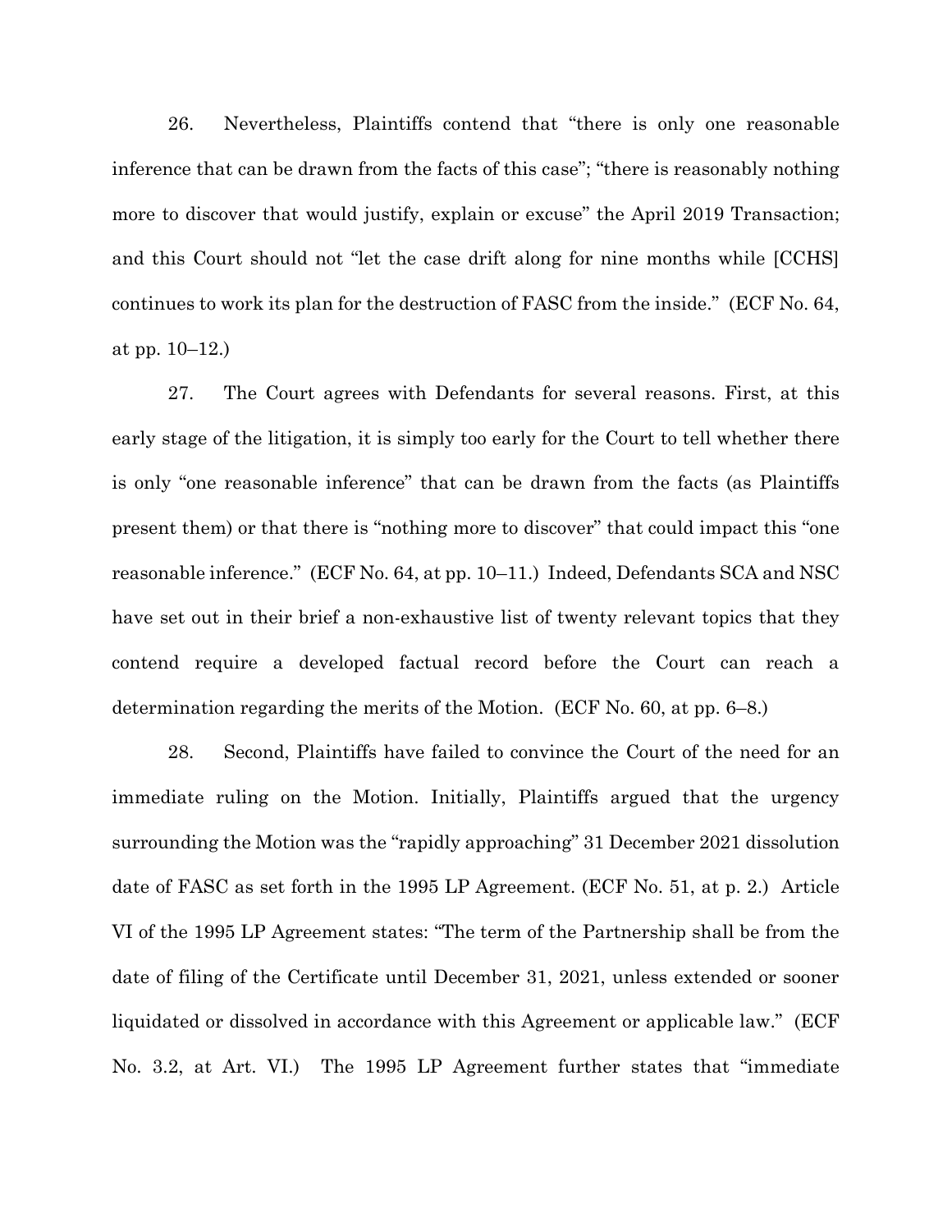26. Nevertheless, Plaintiffs contend that "there is only one reasonable inference that can be drawn from the facts of this case"; "there is reasonably nothing more to discover that would justify, explain or excuse" the April 2019 Transaction; and this Court should not "let the case drift along for nine months while [CCHS] continues to work its plan for the destruction of FASC from the inside." (ECF No. 64, at pp. 10–12.)

27. The Court agrees with Defendants for several reasons. First, at this early stage of the litigation, it is simply too early for the Court to tell whether there is only "one reasonable inference" that can be drawn from the facts (as Plaintiffs present them) or that there is "nothing more to discover" that could impact this "one reasonable inference." (ECF No. 64, at pp. 10–11.) Indeed, Defendants SCA and NSC have set out in their brief a non-exhaustive list of twenty relevant topics that they contend require a developed factual record before the Court can reach a determination regarding the merits of the Motion. (ECF No. 60, at pp. 6–8.)

28. Second, Plaintiffs have failed to convince the Court of the need for an immediate ruling on the Motion. Initially, Plaintiffs argued that the urgency surrounding the Motion was the "rapidly approaching" 31 December 2021 dissolution date of FASC as set forth in the 1995 LP Agreement. (ECF No. 51, at p. 2.) Article VI of the 1995 LP Agreement states: "The term of the Partnership shall be from the date of filing of the Certificate until December 31, 2021, unless extended or sooner liquidated or dissolved in accordance with this Agreement or applicable law." (ECF No. 3.2, at Art. VI.) The 1995 LP Agreement further states that "immediate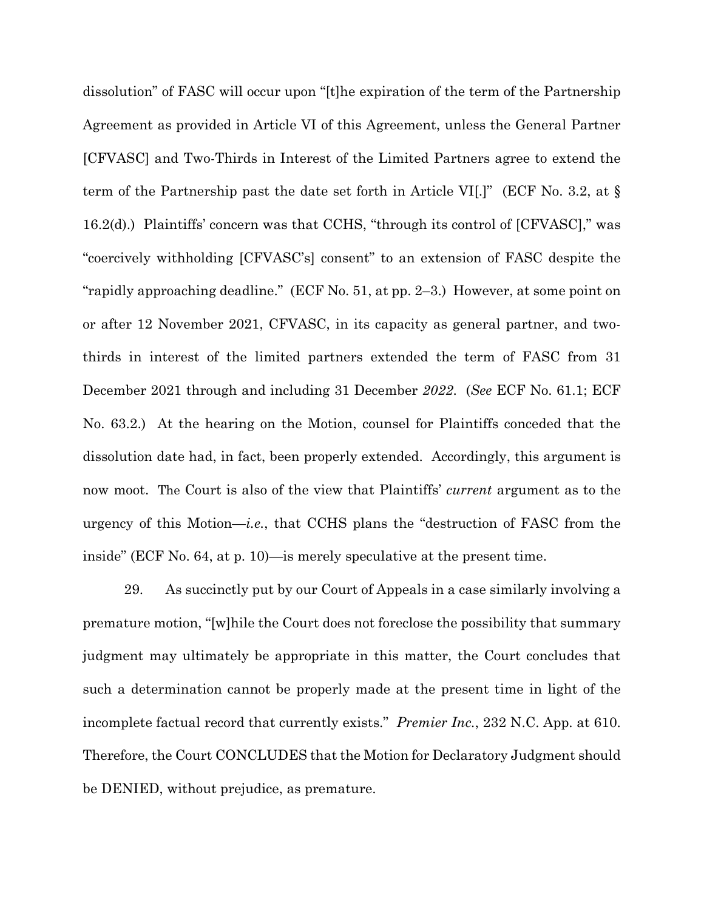dissolution" of FASC will occur upon "[t]he expiration of the term of the Partnership Agreement as provided in Article VI of this Agreement, unless the General Partner [CFVASC] and Two-Thirds in Interest of the Limited Partners agree to extend the term of the Partnership past the date set forth in Article VI[.]" (ECF No. 3.2, at § 16.2(d).) Plaintiffs' concern was that CCHS, "through its control of [CFVASC]," was "coercively withholding [CFVASC's] consent" to an extension of FASC despite the "rapidly approaching deadline." (ECF No. 51, at pp. 2–3.) However, at some point on or after 12 November 2021, CFVASC, in its capacity as general partner, and two-thirds in interest of the limited partners extended the term of FASC from 31 December 2021 through and including 31 December *2022*. (*See* ECF No. 61.1; ECF No. 63.2.) At the hearing on the Motion, counsel for Plaintiffs conceded that the dissolution date had, in fact, been properly extended. Accordingly, this argument is now moot. The Court is also of the view that Plaintiffs' *current* argument as to the urgency of this Motion—*i.e.*, that CCHS plans the "destruction of FASC from the inside" (ECF No. 64, at p. 10)—is merely speculative at the present time.

29. As succinctly put by our Court of Appeals in a case similarly involving a premature motion, "[w]hile the Court does not foreclose the possibility that summary judgment may ultimately be appropriate in this matter, the Court concludes that such a determination cannot be properly made at the present time in light of the incomplete factual record that currently exists." *Premier Inc.*, 232 N.C. App. at 610. Therefore, the Court CONCLUDES that the Motion for Declaratory Judgment should be DENIED, without prejudice, as premature.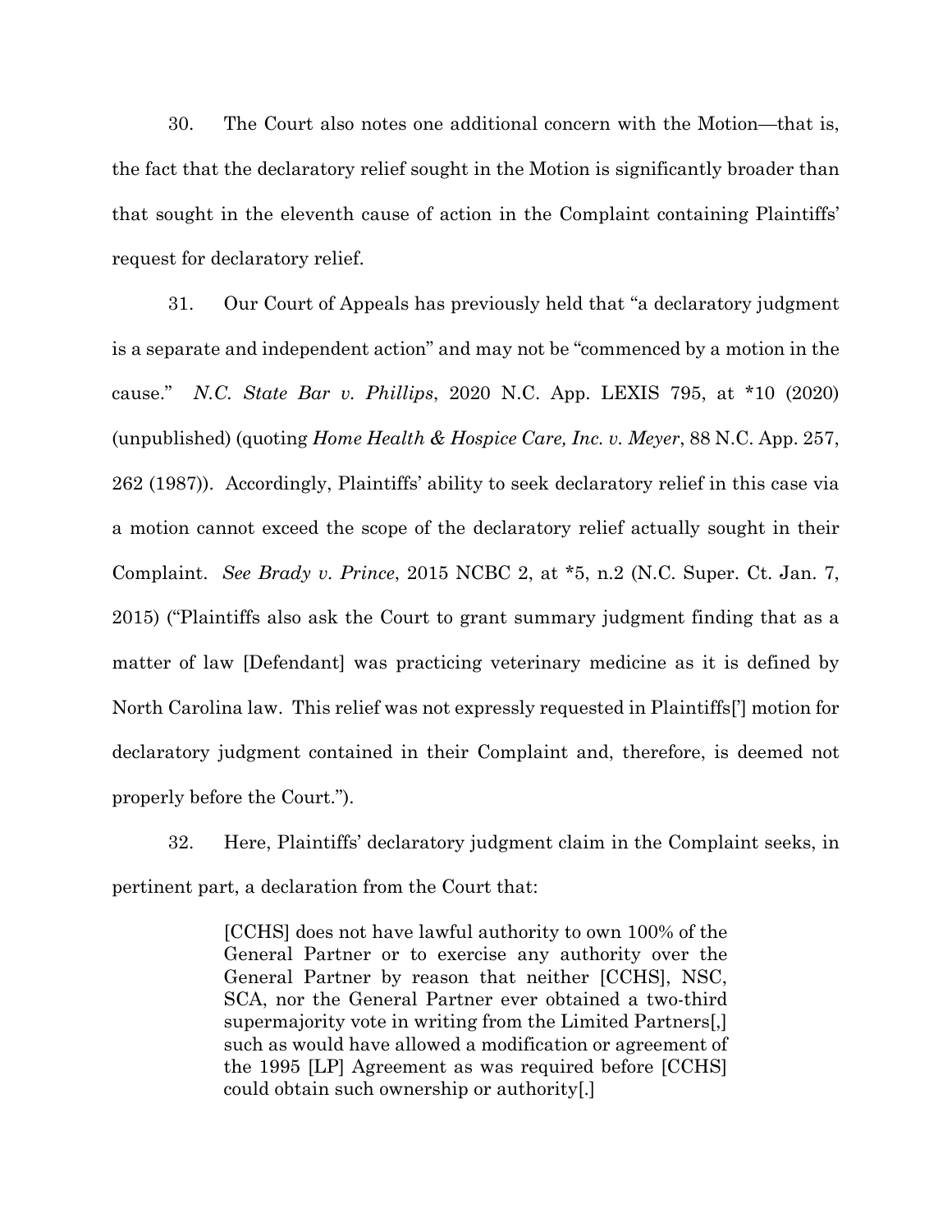30. The Court also notes one additional concern with the Motion—that is, the fact that the declaratory relief sought in the Motion is significantly broader than that sought in the eleventh cause of action in the Complaint containing Plaintiffs' request for declaratory relief.

31. Our Court of Appeals has previously held that "a declaratory judgment is a separate and independent action" and may not be "commenced by a motion in the cause." *N.C. State Bar v. Phillips*, 2020 N.C. App. LEXIS 795, at *10 (2020) (unpublished) (quoting *Home Health & Hospice Care, Inc. v. Meyer*, 88 N.C. App. 257, 262 (1987)). Accordingly, Plaintiffs' ability to seek declaratory relief in this case via a motion cannot exceed the scope of the declaratory relief actually sought in their Complaint. *See Brady v. Prince*, 2015 NCBC 2, at *5, n.2 (N.C. Super. Ct. Jan. 7, 2015) ("Plaintiffs also ask the Court to grant summary judgment finding that as a matter of law [Defendant] was practicing veterinary medicine as it is defined by North Carolina law. This relief was not expressly requested in Plaintiffs['] motion for declaratory judgment contained in their Complaint and, therefore, is deemed not properly before the Court.").

32. Here, Plaintiffs' declaratory judgment claim in the Complaint seeks, in pertinent part, a declaration from the Court that:

> [CCHS] does not have lawful authority to own 100% of the General Partner or to exercise any authority over the General Partner by reason that neither [CCHS], NSC, SCA, nor the General Partner ever obtained a two-third supermajority vote in writing from the Limited Partners[,] such as would have allowed a modification or agreement of the 1995 [LP] Agreement as was required before [CCHS] could obtain such ownership or authority[.]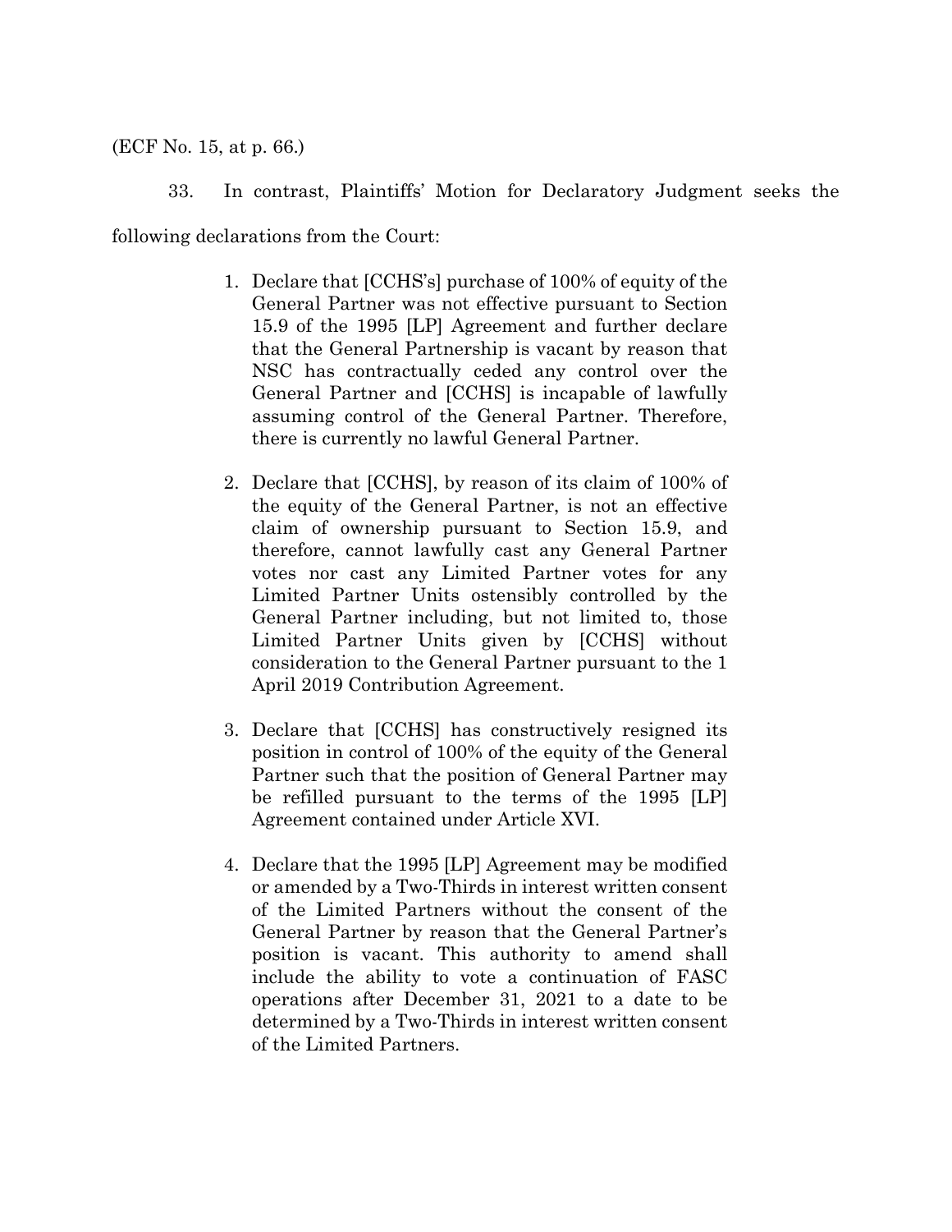(ECF No. 15, at p. 66.)

33. In contrast, Plaintiffs' Motion for Declaratory Judgment seeks the following declarations from the Court:

> 1. Declare that [CCHS's] purchase of 100% of equity of the General Partner was not effective pursuant to Section 15.9 of the 1995 [LP] Agreement and further declare that the General Partnership is vacant by reason that NSC has contractually ceded any control over the General Partner and [CCHS] is incapable of lawfully assuming control of the General Partner. Therefore, there is currently no lawful General Partner.
>
> 2. Declare that [CCHS], by reason of its claim of 100% of the equity of the General Partner, is not an effective claim of ownership pursuant to Section 15.9, and therefore, cannot lawfully cast any General Partner votes nor cast any Limited Partner votes for any Limited Partner Units ostensibly controlled by the General Partner including, but not limited to, those Limited Partner Units given by [CCHS] without consideration to the General Partner pursuant to the 1 April 2019 Contribution Agreement.
>
> 3. Declare that [CCHS] has constructively resigned its position in control of 100% of the equity of the General Partner such that the position of General Partner may be refilled pursuant to the terms of the 1995 [LP] Agreement contained under Article XVI.
>
> 4. Declare that the 1995 [LP] Agreement may be modified or amended by a Two-Thirds in interest written consent of the Limited Partners without the consent of the General Partner by reason that the General Partner's position is vacant. This authority to amend shall include the ability to vote a continuation of FASC operations after December 31, 2021 to a date to be determined by a Two-Thirds in interest written consent of the Limited Partners.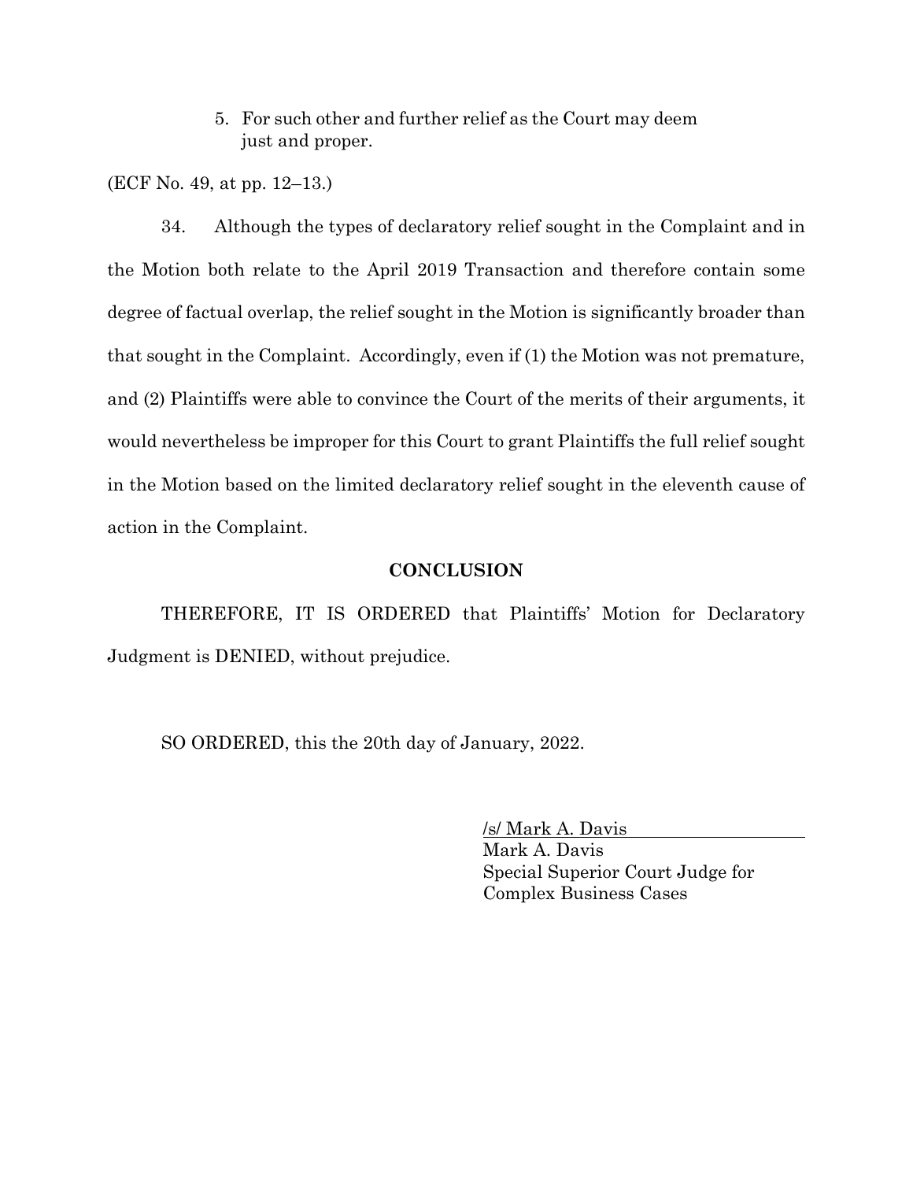5. For such other and further relief as the Court may deem just and proper.

(ECF No. 49, at pp. 12–13.)

34. Although the types of declaratory relief sought in the Complaint and in the Motion both relate to the April 2019 Transaction and therefore contain some degree of factual overlap, the relief sought in the Motion is significantly broader than that sought in the Complaint. Accordingly, even if (1) the Motion was not premature, and (2) Plaintiffs were able to convince the Court of the merits of their arguments, it would nevertheless be improper for this Court to grant Plaintiffs the full relief sought in the Motion based on the limited declaratory relief sought in the eleventh cause of action in the Complaint.

## CONCLUSION

THEREFORE, IT IS ORDERED that Plaintiffs' Motion for Declaratory Judgment is DENIED, without prejudice.

SO ORDERED, this the 20th day of January, 2022.

/s/ Mark A. Davis
Mark A. Davis
Special Superior Court Judge for
Complex Business Cases